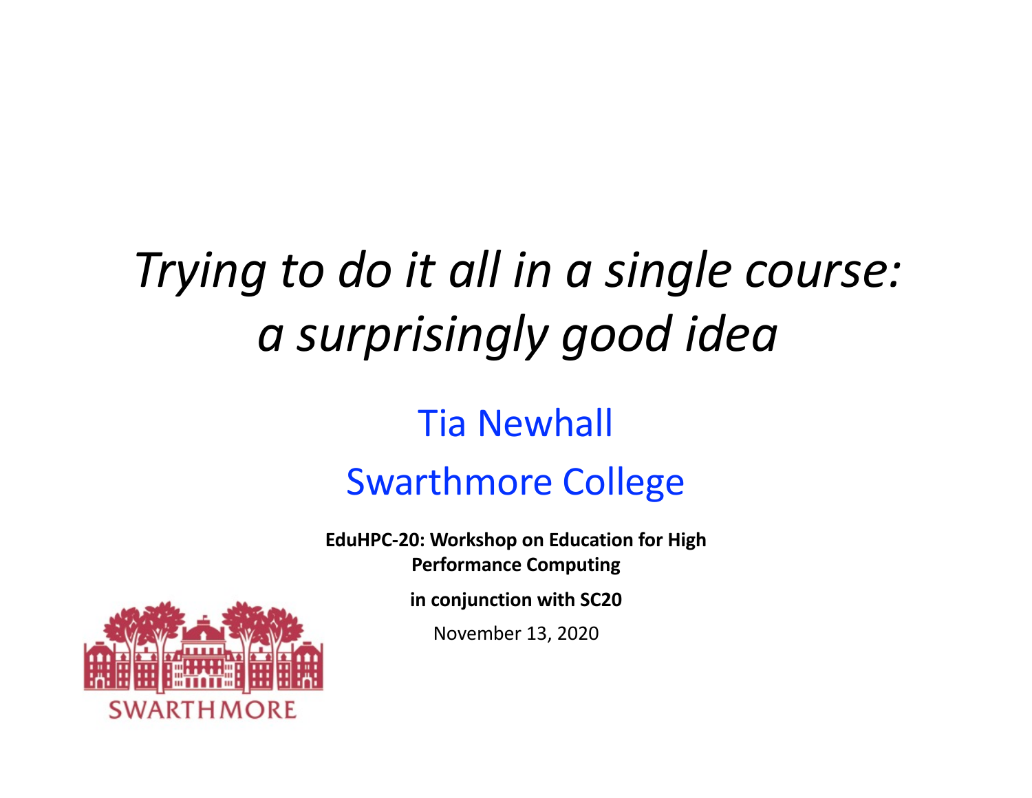# *Trying to do it all in a single course: a surprisingly good idea*

Tia Newhall

Swarthmore College

**EduHPC-20: Workshop on Education for High Performance Computing**

**in conjunction with SC20**

November 13, 2020

SWARTHMORE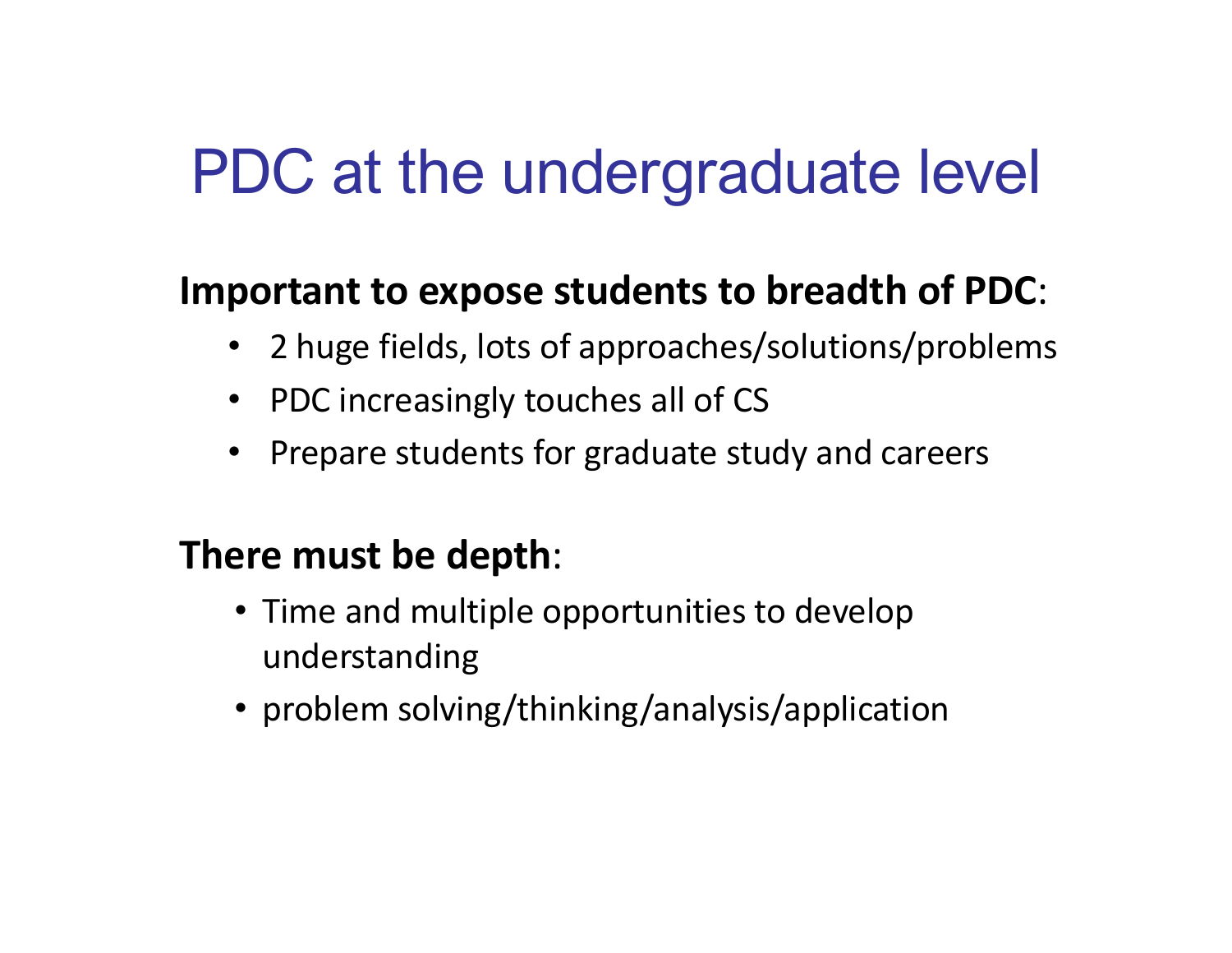# PDC at the undergraduate level

**Important to expose students to breadth of PDC**:

- 2 huge fields, lots of approaches/solutions/problems
- PDC increasingly touches all of CS
- Prepare students for graduate study and careers

**There must be depth**:

- Time and multiple opportunities to develop understanding
- problem solving/thinking/analysis/application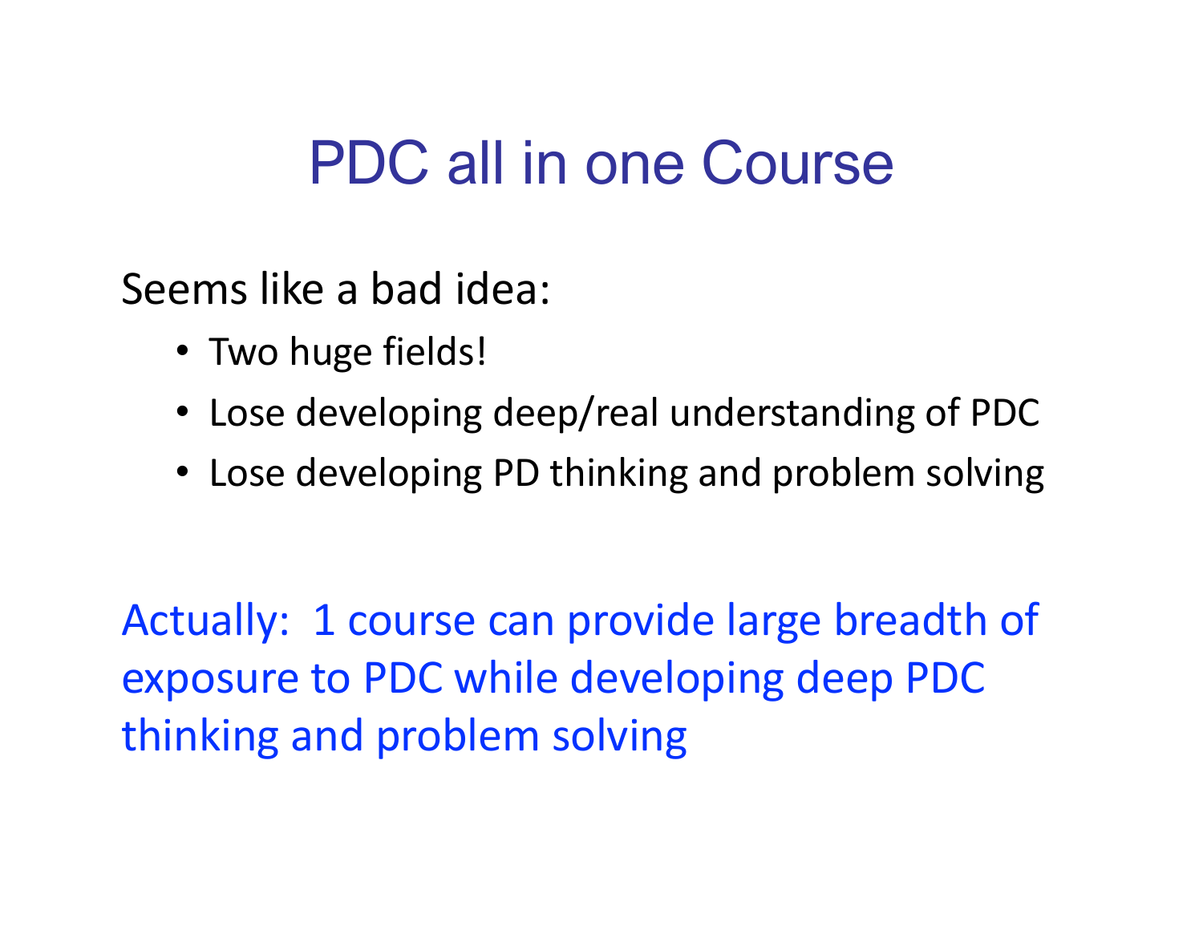# PDC all in one Course

Seems like a bad idea:

- Two huge fields!
- Lose developing deep/real understanding of PDC
- Lose developing PD thinking and problem solving

Actually: 1 course can provide large breadth of exposure to PDC while developing deep PDC thinking and problem solving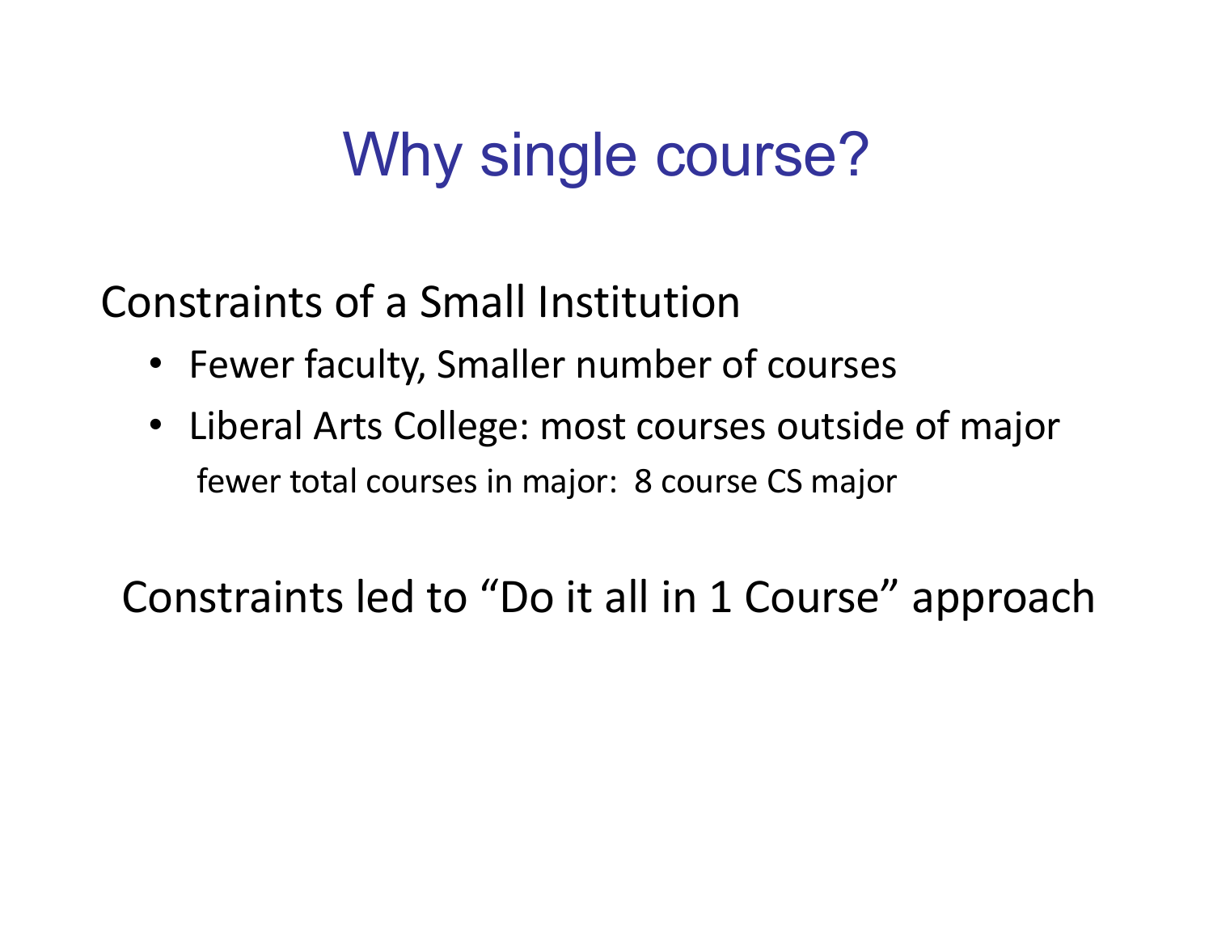# Why single course?

Constraints of a Small Institution

- Fewer faculty, Smaller number of courses
- Liberal Arts College: most courses outside of major
  fewer total courses in major: 8 course CS major

Constraints led to "Do it all in 1 Course" approach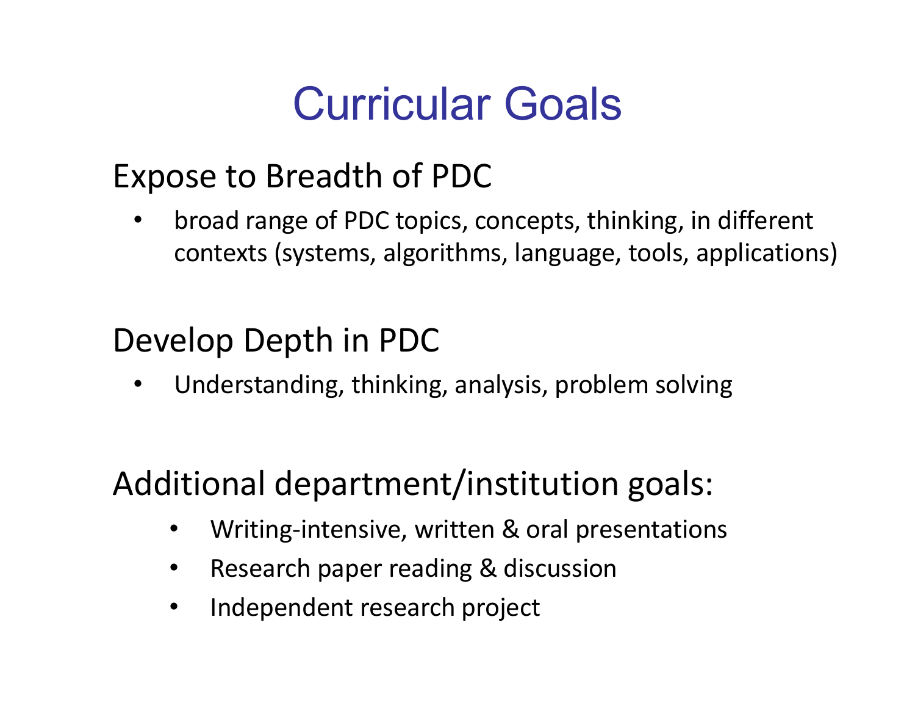# Curricular Goals

## Expose to Breadth of PDC

- broad range of PDC topics, concepts, thinking, in different contexts (systems, algorithms, language, tools, applications)

## Develop Depth in PDC

- Understanding, thinking, analysis, problem solving

## Additional department/institution goals:

- Writing-intensive, written & oral presentations
- Research paper reading & discussion
- Independent research project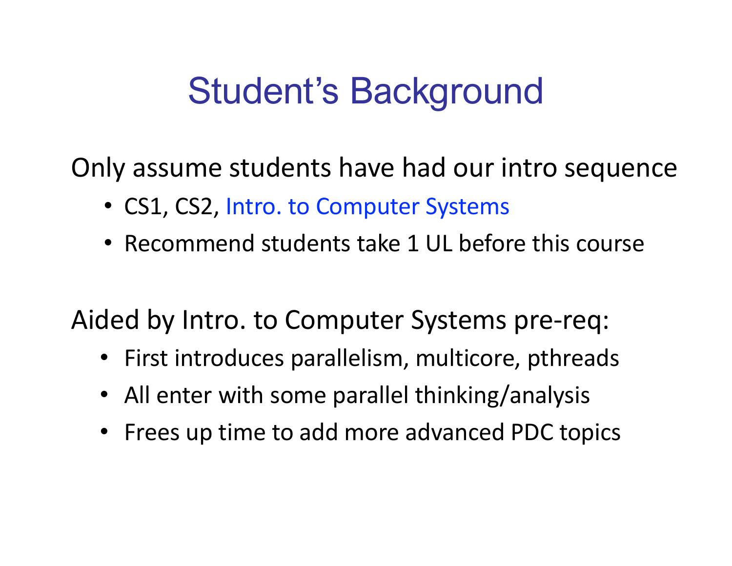# Student's Background

Only assume students have had our intro sequence

- CS1, CS2, Intro. to Computer Systems
- Recommend students take 1 UL before this course

Aided by Intro. to Computer Systems pre-req:

- First introduces parallelism, multicore, pthreads
- All enter with some parallel thinking/analysis
- Frees up time to add more advanced PDC topics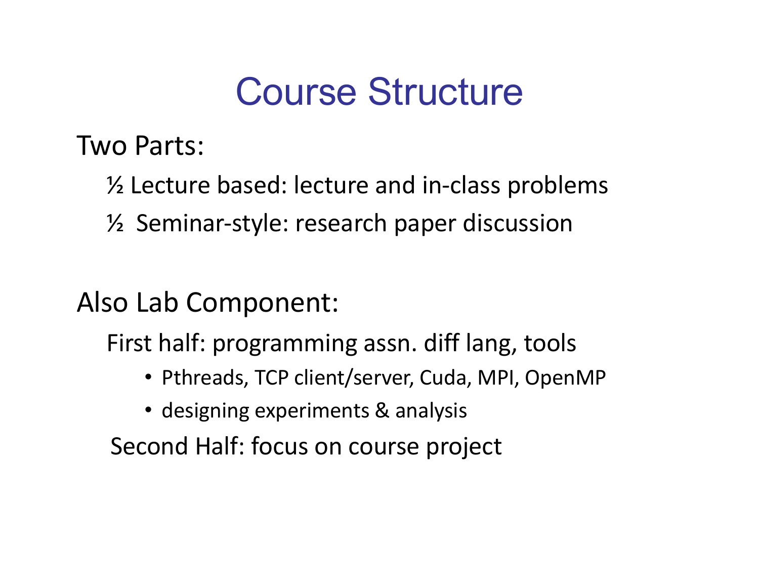# Course Structure

Two Parts:

- ½ Lecture based: lecture and in-class problems
- ½ Seminar-style: research paper discussion

Also Lab Component:

- First half: programming assn. diff lang, tools
  - Pthreads, TCP client/server, Cuda, MPI, OpenMP
  - designing experiments & analysis
- Second Half: focus on course project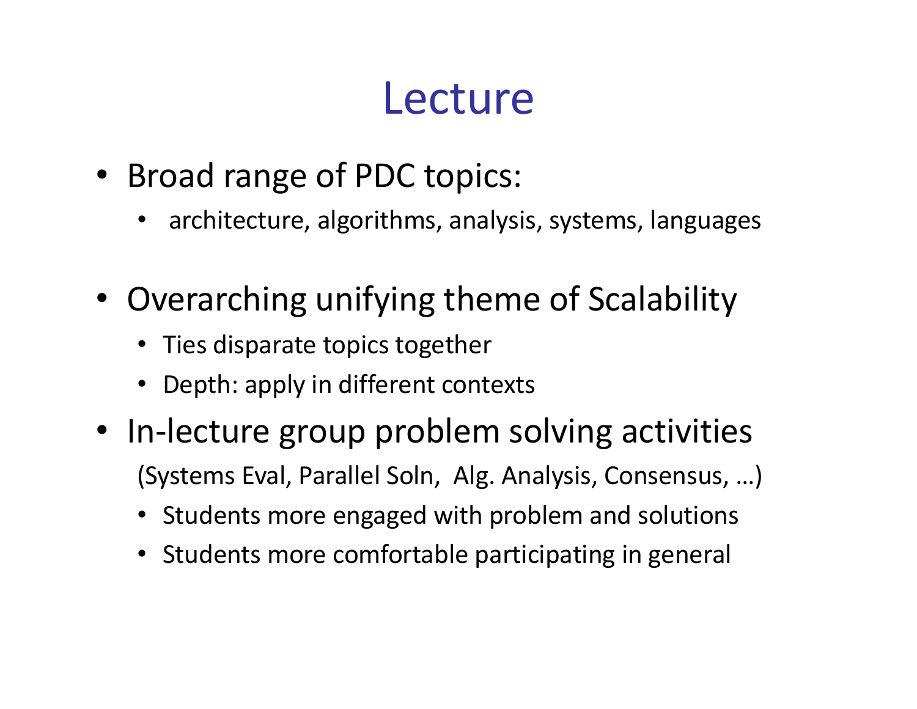# Lecture

- Broad range of PDC topics:
  - architecture, algorithms, analysis, systems, languages
- Overarching unifying theme of Scalability
  - Ties disparate topics together
  - Depth: apply in different contexts
- In-lecture group problem solving activities

  (Systems Eval, Parallel Soln, Alg. Analysis, Consensus, …)
  - Students more engaged with problem and solutions
  - Students more comfortable participating in general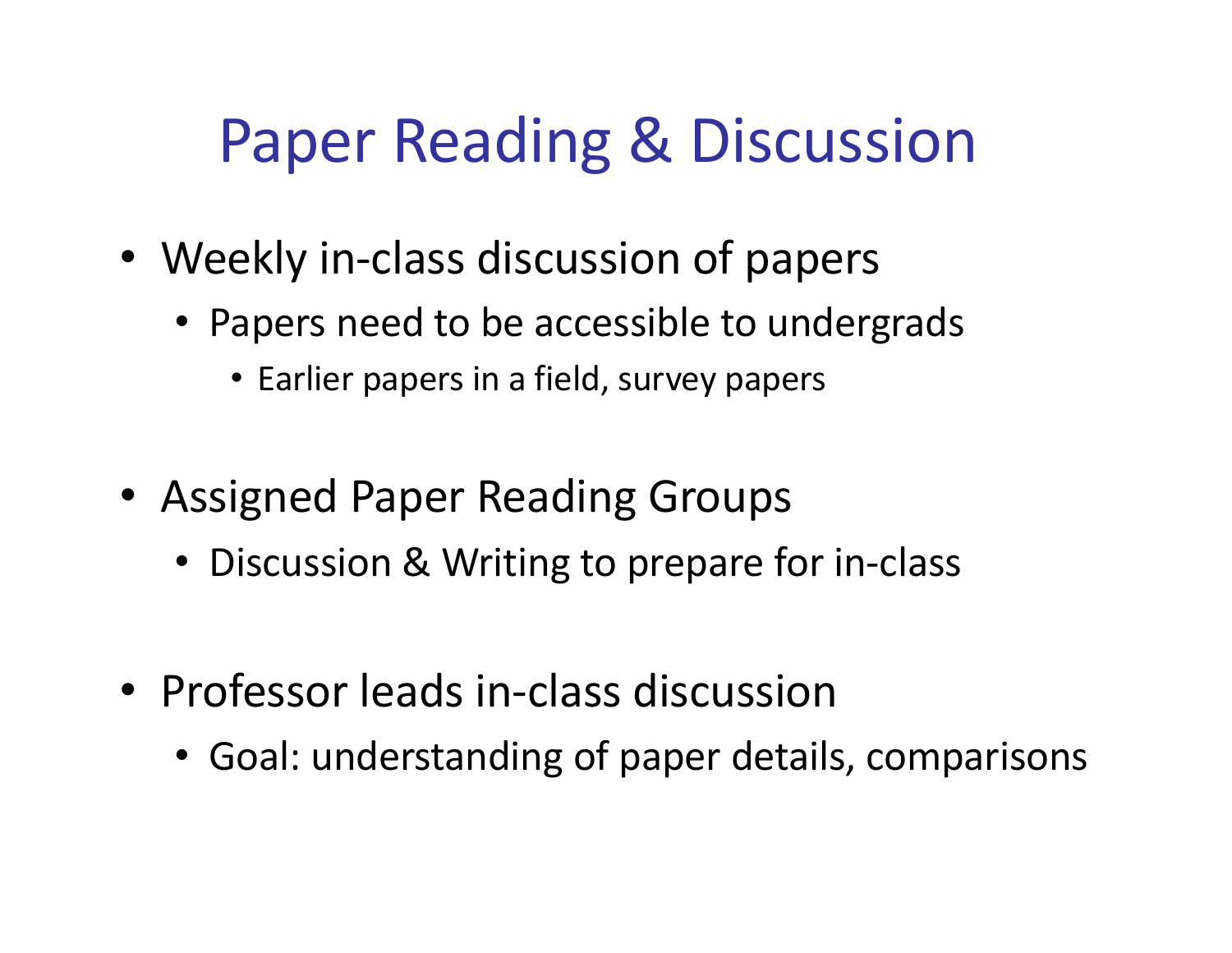# Paper Reading & Discussion

- Weekly in-class discussion of papers
  - Papers need to be accessible to undergrads
    - Earlier papers in a field, survey papers
- Assigned Paper Reading Groups
  - Discussion & Writing to prepare for in-class
- Professor leads in-class discussion
  - Goal: understanding of paper details, comparisons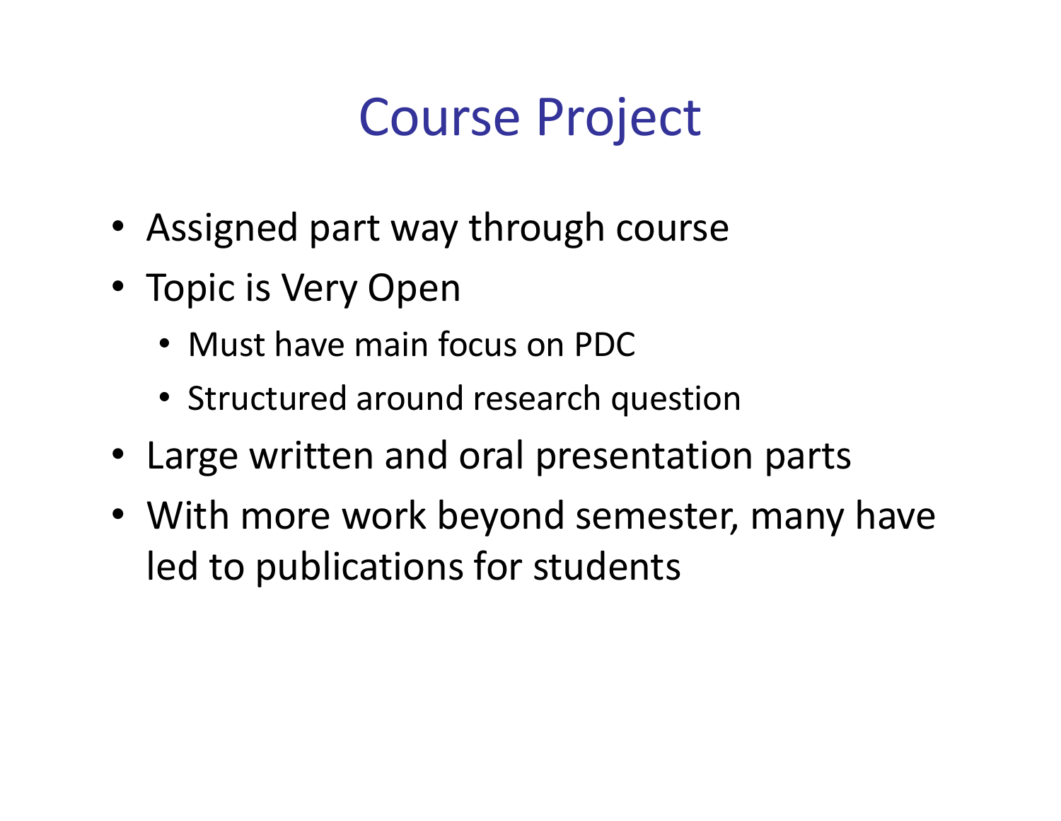# Course Project

- Assigned part way through course
- Topic is Very Open
  - Must have main focus on PDC
  - Structured around research question
- Large written and oral presentation parts
- With more work beyond semester, many have led to publications for students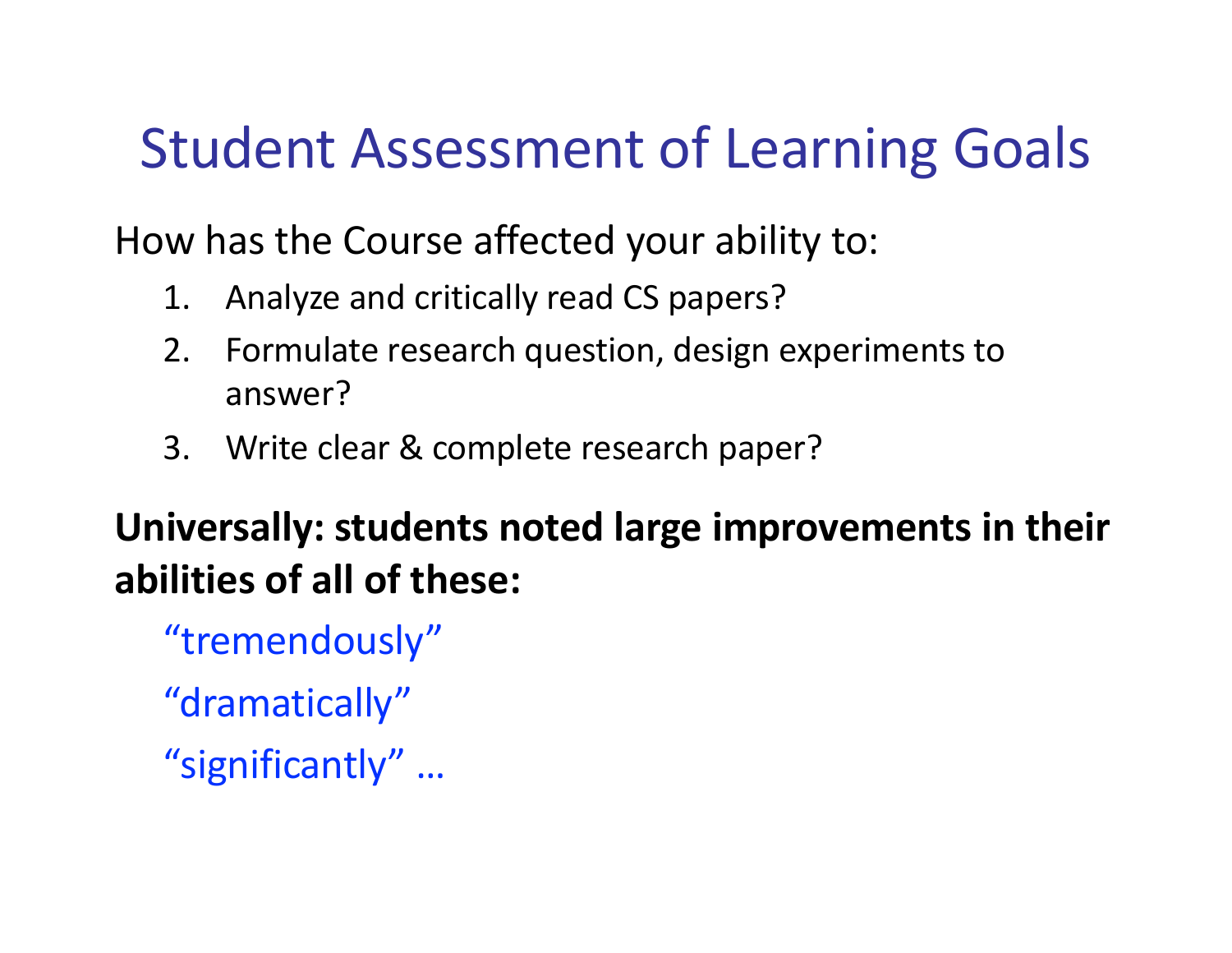# Student Assessment of Learning Goals

How has the Course affected your ability to:

1. Analyze and critically read CS papers?
2. Formulate research question, design experiments to answer?
3. Write clear & complete research paper?

**Universally: students noted large improvements in their abilities of all of these:**

“tremendously”

“dramatically”

“significantly” …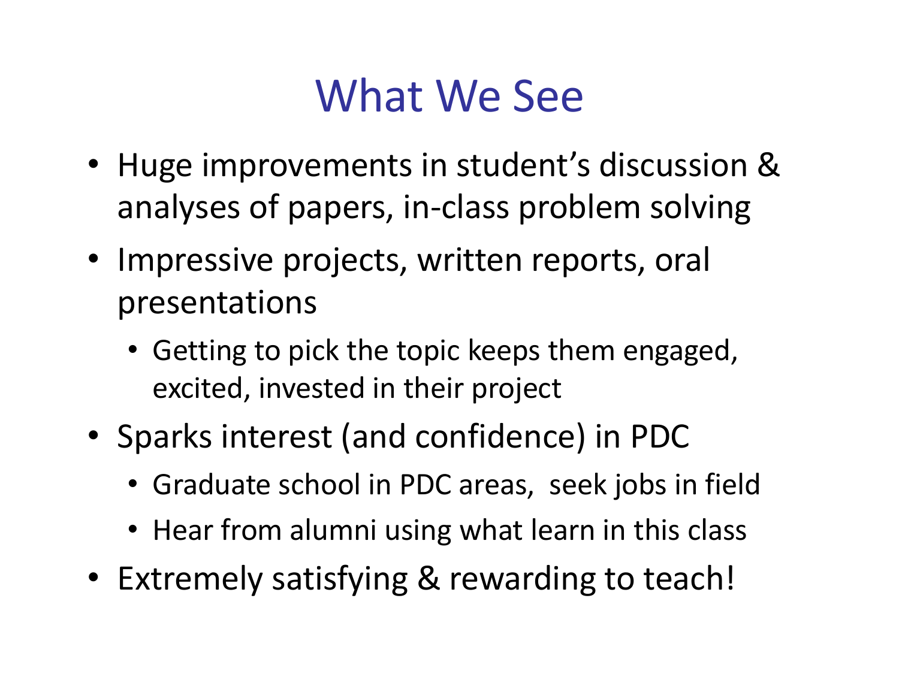# What We See

- Huge improvements in student's discussion & analyses of papers, in-class problem solving
- Impressive projects, written reports, oral presentations
  - Getting to pick the topic keeps them engaged, excited, invested in their project
- Sparks interest (and confidence) in PDC
  - Graduate school in PDC areas, seek jobs in field
  - Hear from alumni using what learn in this class
- Extremely satisfying & rewarding to teach!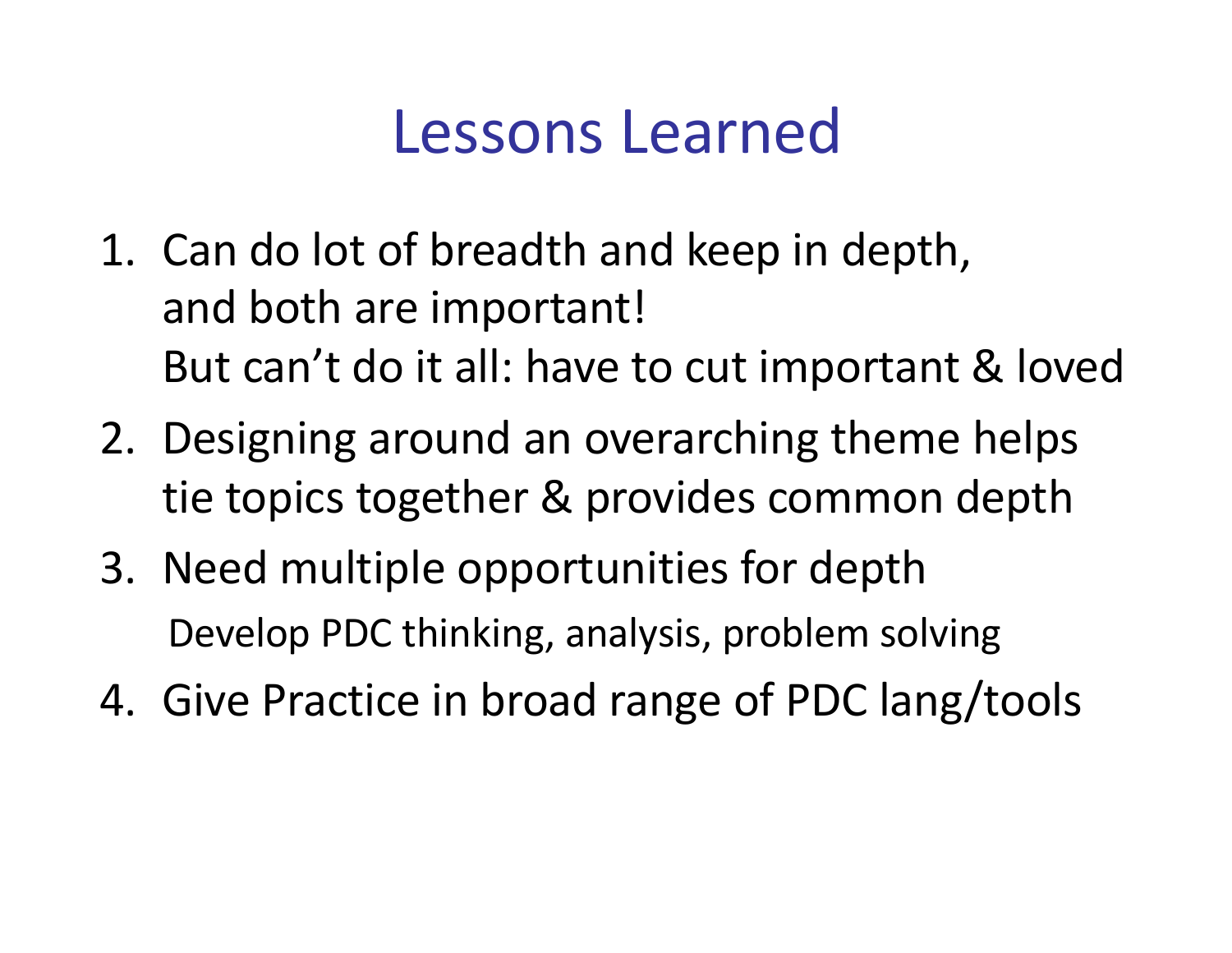# Lessons Learned

1. Can do lot of breadth and keep in depth, and both are important!
   But can't do it all: have to cut important & loved
2. Designing around an overarching theme helps tie topics together & provides common depth
3. Need multiple opportunities for depth
   Develop PDC thinking, analysis, problem solving
4. Give Practice in broad range of PDC lang/tools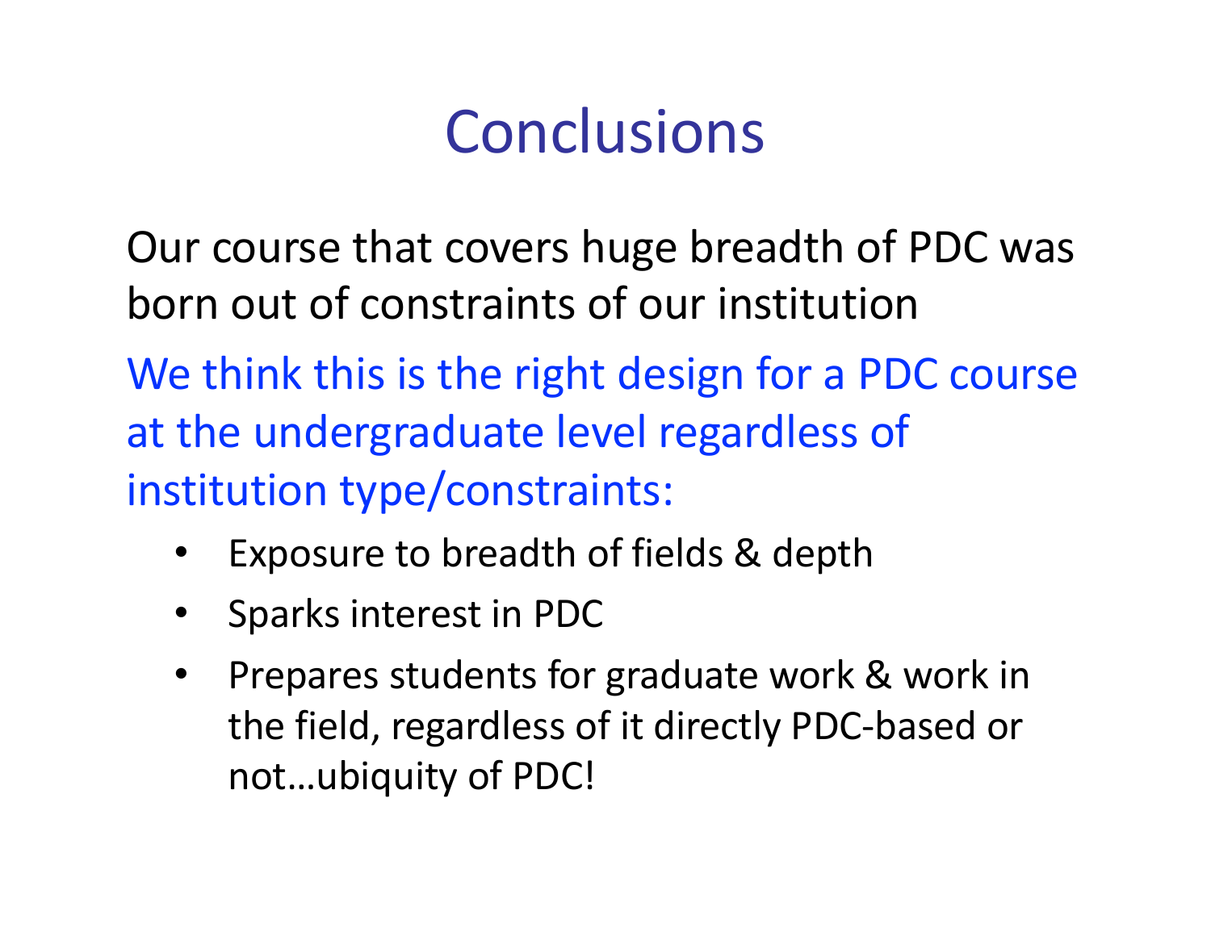# Conclusions

Our course that covers huge breadth of PDC was born out of constraints of our institution

We think this is the right design for a PDC course at the undergraduate level regardless of institution type/constraints:

- Exposure to breadth of fields & depth
- Sparks interest in PDC
- Prepares students for graduate work & work in the field, regardless of it directly PDC-based or not…ubiquity of PDC!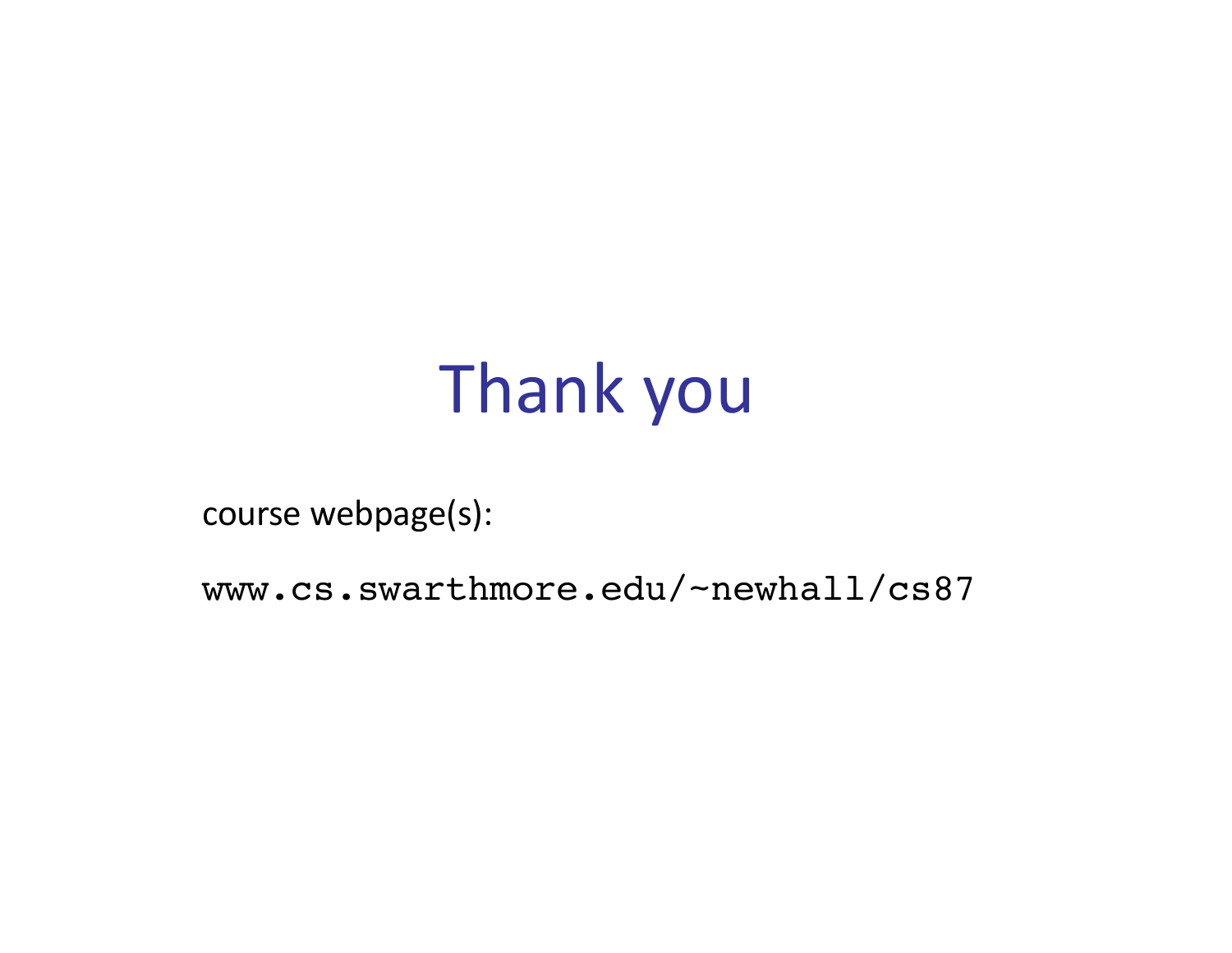# Thank you

course webpage(s):

`www.cs.swarthmore.edu/~newhall/cs87`